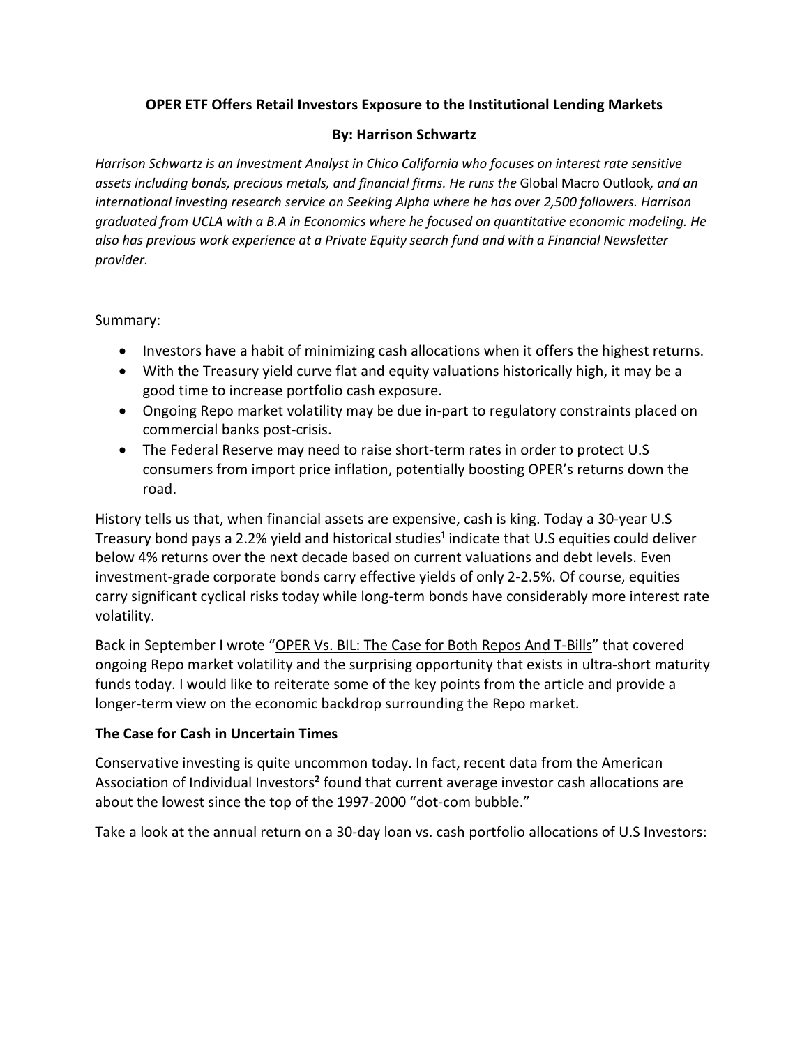**OPER ETF Offers Retail Investors Exposure to the Institutional Lending Markets**

**By: Harrison Schwartz**

*Harrison Schwartz is an Investment Analyst in Chico California who focuses on interest rate sensitive assets including bonds, precious metals, and financial firms. He runs the* Global Macro Outlook*, and an international investing research service on Seeking Alpha where he has over 2,500 followers. Harrison graduated from UCLA with a B.A in Economics where he focused on quantitative economic modeling. He also has previous work experience at a Private Equity search fund and with a Financial Newsletter provider.*

Summary:

- Investors have a habit of minimizing cash allocations when it offers the highest returns.
- With the Treasury yield curve flat and equity valuations historically high, it may be a good time to increase portfolio cash exposure.
- Ongoing Repo market volatility may be due in-part to regulatory constraints placed on commercial banks post-crisis.
- The Federal Reserve may need to raise short-term rates in order to protect U.S consumers from import price inflation, potentially boosting OPER's returns down the road.

History tells us that, when financial assets are expensive, cash is king. Today a 30-year U.S Treasury bond pays a 2.2% yield and historical studies[1] indicate that U.S equities could deliver below 4% returns over the next decade based on current valuations and debt levels. Even investment-grade corporate bonds carry effective yields of only 2-2.5%. Of course, equities carry significant cyclical risks today while long-term bonds have considerably more interest rate volatility.

Back in September I wrote "OPER Vs. BIL: The Case for Both Repos And T-Bills" that covered ongoing Repo market volatility and the surprising opportunity that exists in ultra-short maturity funds today. I would like to reiterate some of the key points from the article and provide a longer-term view on the economic backdrop surrounding the Repo market.

**The Case for Cash in Uncertain Times**

Conservative investing is quite uncommon today. In fact, recent data from the American Association of Individual Investors[2] found that current average investor cash allocations are about the lowest since the top of the 1997-2000 "dot-com bubble."

Take a look at the annual return on a 30-day loan vs. cash portfolio allocations of U.S Investors: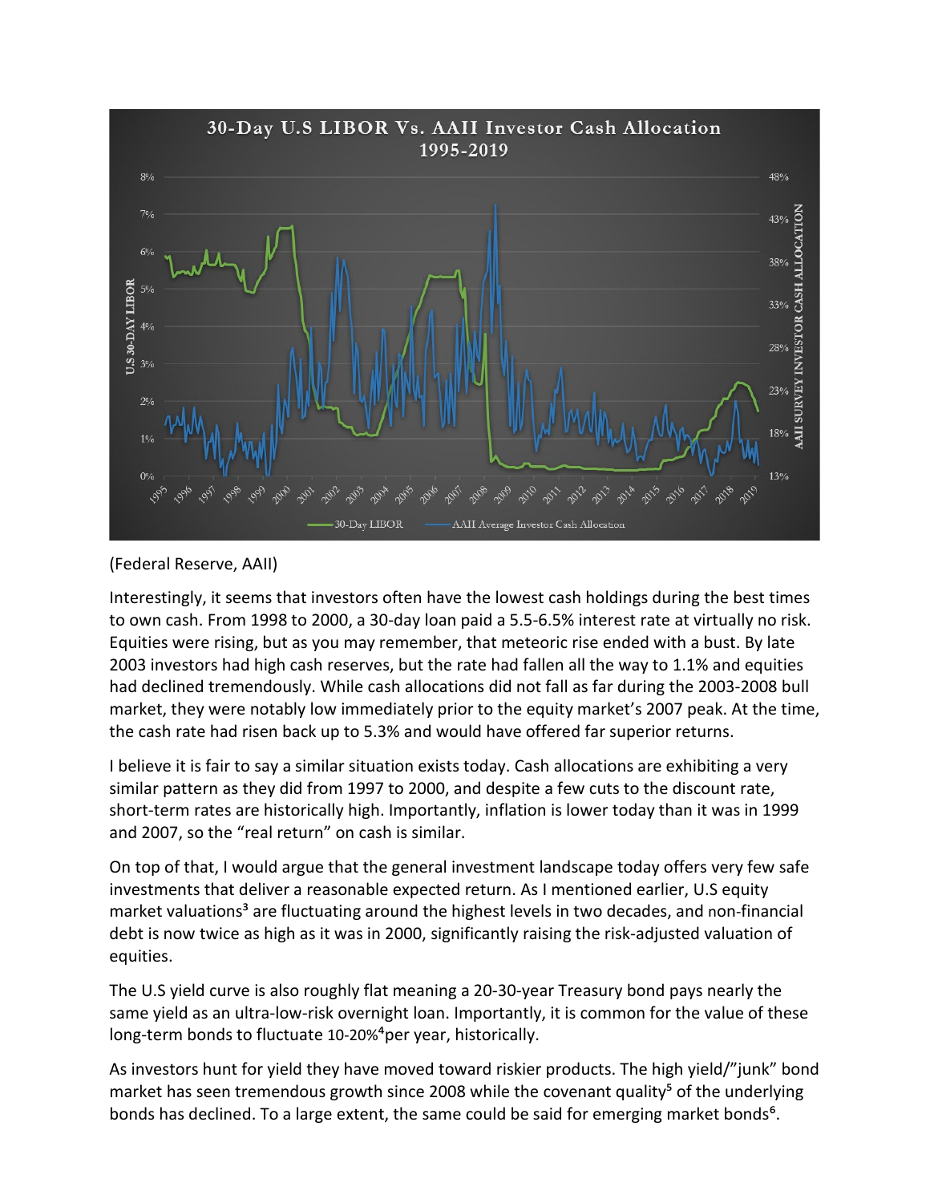(Federal Reserve, AAII)

Interestingly, it seems that investors often have the lowest cash holdings during the best times to own cash. From 1998 to 2000, a 30-day loan paid a 5.5-6.5% interest rate at virtually no risk. Equities were rising, but as you may remember, that meteoric rise ended with a bust. By late 2003 investors had high cash reserves, but the rate had fallen all the way to 1.1% and equities had declined tremendously. While cash allocations did not fall as far during the 2003-2008 bull market, they were notably low immediately prior to the equity market's 2007 peak. At the time, the cash rate had risen back up to 5.3% and would have offered far superior returns.

I believe it is fair to say a similar situation exists today. Cash allocations are exhibiting a very similar pattern as they did from 1997 to 2000, and despite a few cuts to the discount rate, short-term rates are historically high. Importantly, inflation is lower today than it was in 1999 and 2007, so the "real return" on cash is similar.

On top of that, I would argue that the general investment landscape today offers very few safe investments that deliver a reasonable expected return. As I mentioned earlier, U.S equity market valuations[3] are fluctuating around the highest levels in two decades, and non-financial debt is now twice as high as it was in 2000, significantly raising the risk-adjusted valuation of equities.

The U.S yield curve is also roughly flat meaning a 20-30-year Treasury bond pays nearly the same yield as an ultra-low-risk overnight loan. Importantly, it is common for the value of these long-term bonds to fluctuate 10-20%[4]per year, historically.

As investors hunt for yield they have moved toward riskier products. The high yield/"junk" bond market has seen tremendous growth since 2008 while the covenant quality[5] of the underlying bonds has declined. To a large extent, the same could be said for emerging market bonds[6].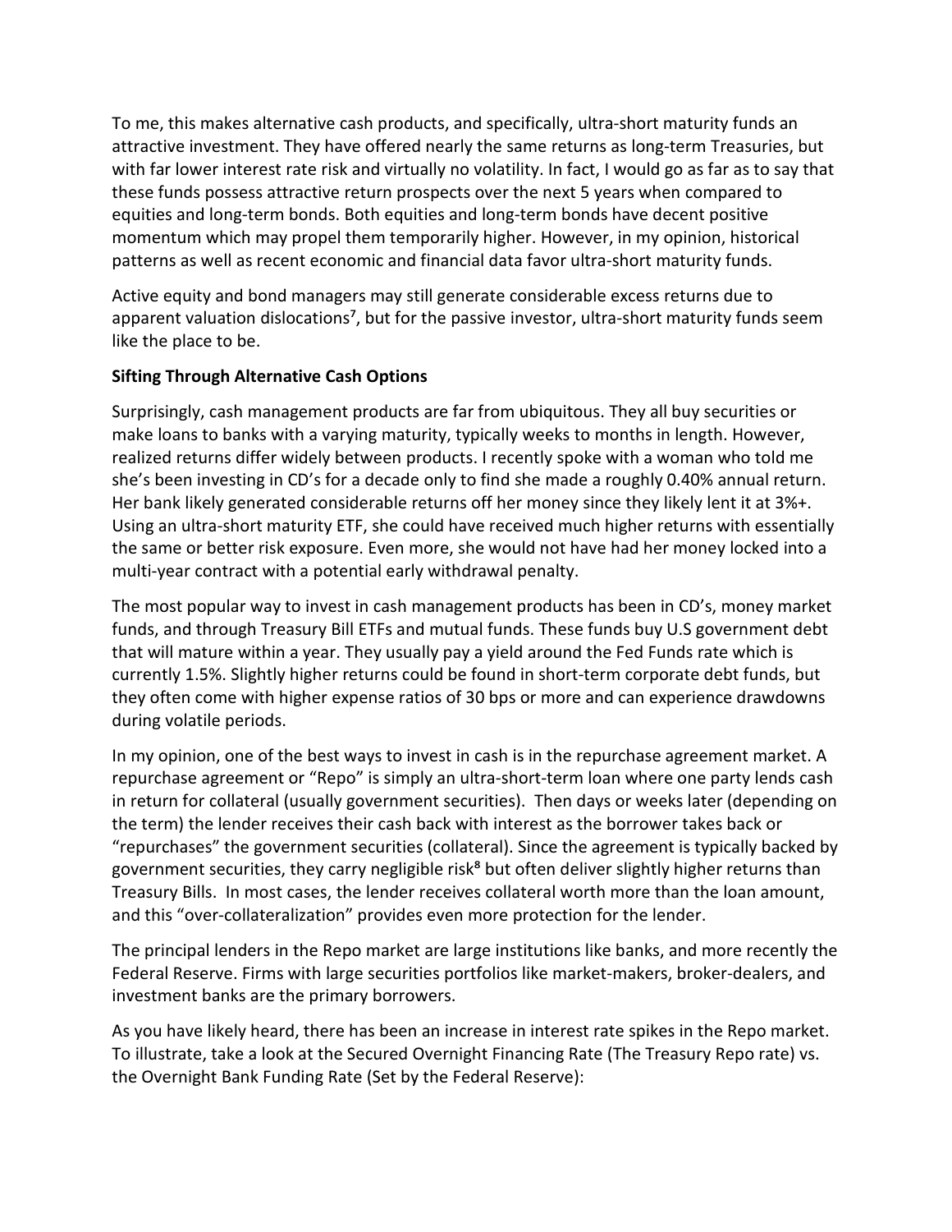To me, this makes alternative cash products, and specifically, ultra-short maturity funds an attractive investment. They have offered nearly the same returns as long-term Treasuries, but with far lower interest rate risk and virtually no volatility. In fact, I would go as far as to say that these funds possess attractive return prospects over the next 5 years when compared to equities and long-term bonds. Both equities and long-term bonds have decent positive momentum which may propel them temporarily higher. However, in my opinion, historical patterns as well as recent economic and financial data favor ultra-short maturity funds.

Active equity and bond managers may still generate considerable excess returns due to apparent valuation dislocations[7], but for the passive investor, ultra-short maturity funds seem like the place to be.

**Sifting Through Alternative Cash Options**

Surprisingly, cash management products are far from ubiquitous. They all buy securities or make loans to banks with a varying maturity, typically weeks to months in length. However, realized returns differ widely between products. I recently spoke with a woman who told me she's been investing in CD's for a decade only to find she made a roughly 0.40% annual return. Her bank likely generated considerable returns off her money since they likely lent it at 3%+. Using an ultra-short maturity ETF, she could have received much higher returns with essentially the same or better risk exposure. Even more, she would not have had her money locked into a multi-year contract with a potential early withdrawal penalty.

The most popular way to invest in cash management products has been in CD's, money market funds, and through Treasury Bill ETFs and mutual funds. These funds buy U.S government debt that will mature within a year. They usually pay a yield around the Fed Funds rate which is currently 1.5%. Slightly higher returns could be found in short-term corporate debt funds, but they often come with higher expense ratios of 30 bps or more and can experience drawdowns during volatile periods.

In my opinion, one of the best ways to invest in cash is in the repurchase agreement market. A repurchase agreement or "Repo" is simply an ultra-short-term loan where one party lends cash in return for collateral (usually government securities). Then days or weeks later (depending on the term) the lender receives their cash back with interest as the borrower takes back or "repurchases" the government securities (collateral). Since the agreement is typically backed by government securities, they carry negligible risk[8] but often deliver slightly higher returns than Treasury Bills. In most cases, the lender receives collateral worth more than the loan amount, and this "over-collateralization" provides even more protection for the lender.

The principal lenders in the Repo market are large institutions like banks, and more recently the Federal Reserve. Firms with large securities portfolios like market-makers, broker-dealers, and investment banks are the primary borrowers.

As you have likely heard, there has been an increase in interest rate spikes in the Repo market. To illustrate, take a look at the Secured Overnight Financing Rate (The Treasury Repo rate) vs. the Overnight Bank Funding Rate (Set by the Federal Reserve):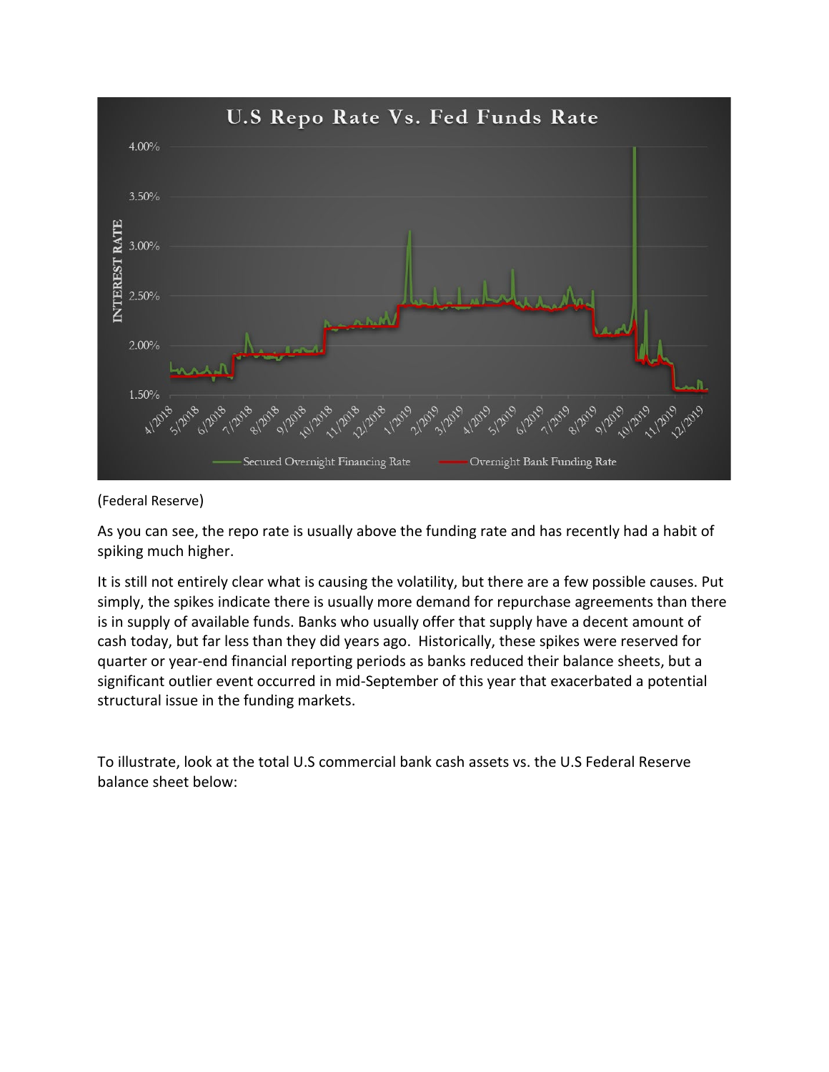(Federal Reserve)

As you can see, the repo rate is usually above the funding rate and has recently had a habit of spiking much higher.

It is still not entirely clear what is causing the volatility, but there are a few possible causes. Put simply, the spikes indicate there is usually more demand for repurchase agreements than there is in supply of available funds. Banks who usually offer that supply have a decent amount of cash today, but far less than they did years ago. Historically, these spikes were reserved for quarter or year-end financial reporting periods as banks reduced their balance sheets, but a significant outlier event occurred in mid-September of this year that exacerbated a potential structural issue in the funding markets.

To illustrate, look at the total U.S commercial bank cash assets vs. the U.S Federal Reserve balance sheet below: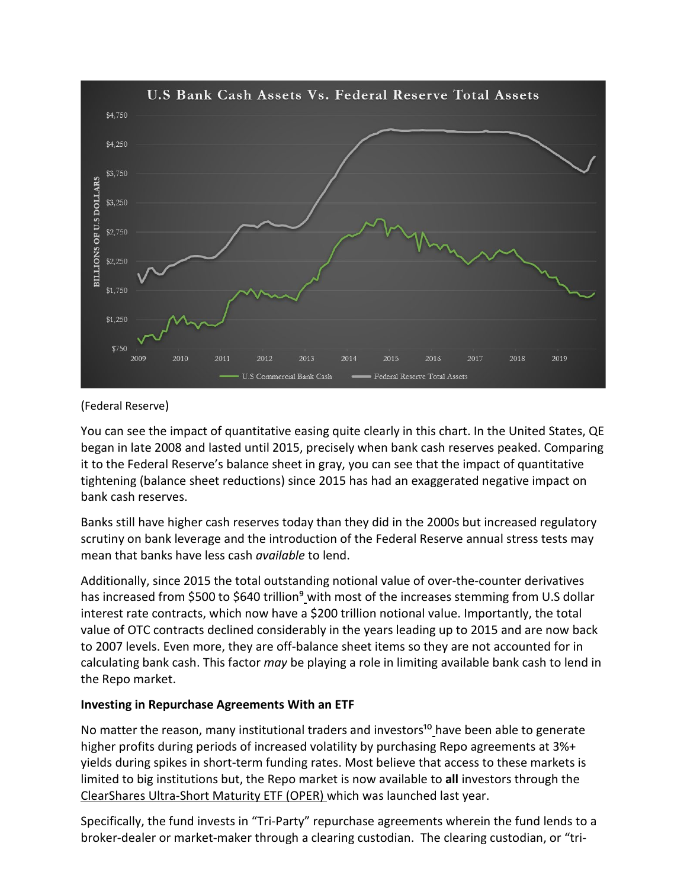(Federal Reserve)

You can see the impact of quantitative easing quite clearly in this chart. In the United States, QE began in late 2008 and lasted until 2015, precisely when bank cash reserves peaked. Comparing it to the Federal Reserve's balance sheet in gray, you can see that the impact of quantitative tightening (balance sheet reductions) since 2015 has had an exaggerated negative impact on bank cash reserves.

Banks still have higher cash reserves today than they did in the 2000s but increased regulatory scrutiny on bank leverage and the introduction of the Federal Reserve annual stress tests may mean that banks have less cash *available* to lend.

Additionally, since 2015 the total outstanding notional value of over-the-counter derivatives has increased from $500 to $640 trillion[9] with most of the increases stemming from U.S dollar interest rate contracts, which now have a $200 trillion notional value. Importantly, the total value of OTC contracts declined considerably in the years leading up to 2015 and are now back to 2007 levels. Even more, they are off-balance sheet items so they are not accounted for in calculating bank cash. This factor *may* be playing a role in limiting available bank cash to lend in the Repo market.

**Investing in Repurchase Agreements With an ETF**

No matter the reason, many institutional traders and investors[10] have been able to generate higher profits during periods of increased volatility by purchasing Repo agreements at 3%+ yields during spikes in short-term funding rates. Most believe that access to these markets is limited to big institutions but, the Repo market is now available to **all** investors through the ClearShares Ultra-Short Maturity ETF (OPER) which was launched last year.

Specifically, the fund invests in "Tri-Party" repurchase agreements wherein the fund lends to a broker-dealer or market-maker through a clearing custodian. The clearing custodian, or "tri-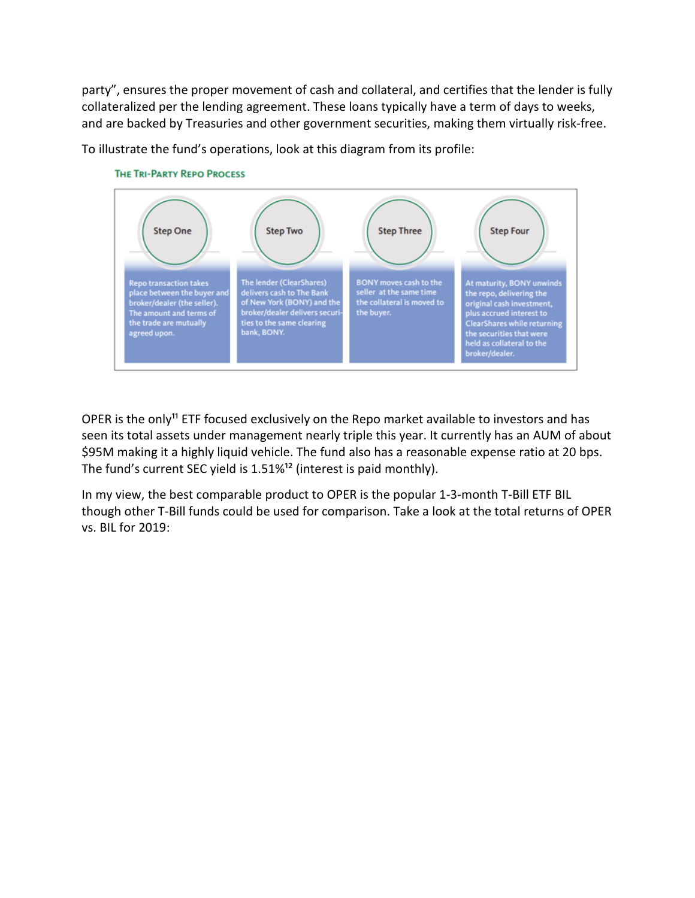party", ensures the proper movement of cash and collateral, and certifies that the lender is fully collateralized per the lending agreement. These loans typically have a term of days to weeks, and are backed by Treasuries and other government securities, making them virtually risk-free.

To illustrate the fund's operations, look at this diagram from its profile:

**The Tri-Party Repo Process**

| Step One | Step Two | Step Three | Step Four |
| --- | --- | --- | --- |
| Repo transaction takes place between the buyer and broker/dealer (the seller). The amount and terms of the trade are mutually agreed upon. | The lender (ClearShares) delivers cash to The Bank of New York (BONY) and the broker/dealer delivers securities to the same clearing bank, BONY. | BONY moves cash to the seller at the same time the collateral is moved to the buyer. | At maturity, BONY unwinds the repo, delivering the original cash investment, plus accrued interest to ClearShares while returning the securities that were held as collateral to the broker/dealer. |

OPER is the only[11] ETF focused exclusively on the Repo market available to investors and has seen its total assets under management nearly triple this year. It currently has an AUM of about $95M making it a highly liquid vehicle. The fund also has a reasonable expense ratio at 20 bps. The fund's current SEC yield is 1.51%[12] (interest is paid monthly).

In my view, the best comparable product to OPER is the popular 1-3-month T-Bill ETF BIL though other T-Bill funds could be used for comparison. Take a look at the total returns of OPER vs. BIL for 2019: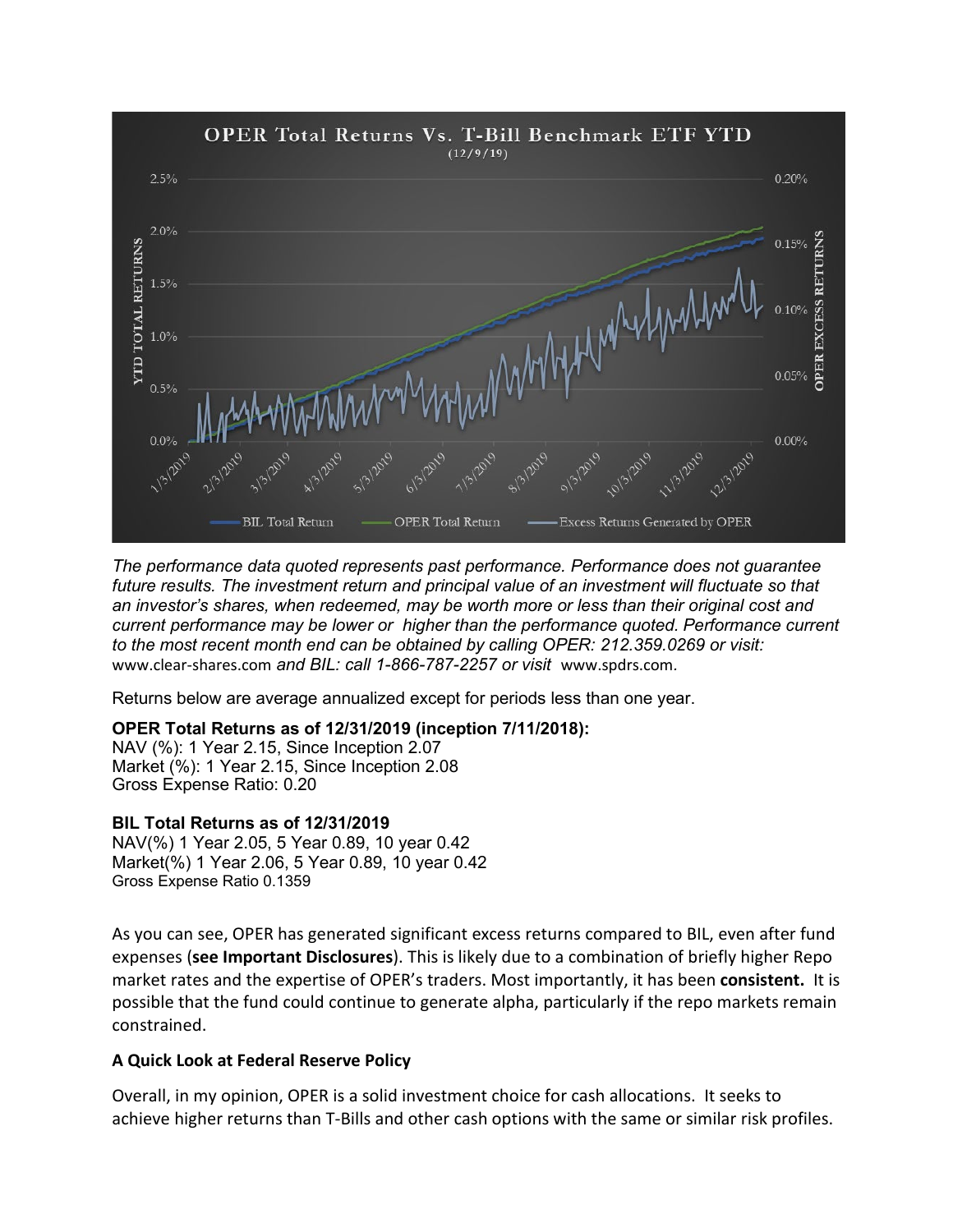**OPER Total Returns Vs. T-Bill Benchmark ETF YTD**
(12/9/19)

*The performance data quoted represents past performance. Performance does not guarantee future results. The investment return and principal value of an investment will fluctuate so that an investor's shares, when redeemed, may be worth more or less than their original cost and current performance may be lower or higher than the performance quoted. Performance current to the most recent month end can be obtained by calling OPER: 212.359.0269 or visit:* www.clear-shares.com *and BIL: call 1-866-787-2257 or visit* www.spdrs.com.

Returns below are average annualized except for periods less than one year.

**OPER Total Returns as of 12/31/2019 (inception 7/11/2018):**
NAV (%): 1 Year 2.15, Since Inception 2.07
Market (%): 1 Year 2.15, Since Inception 2.08
Gross Expense Ratio: 0.20

**BIL Total Returns as of 12/31/2019**
NAV(%) 1 Year 2.05, 5 Year 0.89, 10 year 0.42
Market(%) 1 Year 2.06, 5 Year 0.89, 10 year 0.42
Gross Expense Ratio 0.1359

As you can see, OPER has generated significant excess returns compared to BIL, even after fund expenses (**see Important Disclosures**). This is likely due to a combination of briefly higher Repo market rates and the expertise of OPER's traders. Most importantly, it has been **consistent.** It is possible that the fund could continue to generate alpha, particularly if the repo markets remain constrained.

**A Quick Look at Federal Reserve Policy**

Overall, in my opinion, OPER is a solid investment choice for cash allocations. It seeks to achieve higher returns than T-Bills and other cash options with the same or similar risk profiles.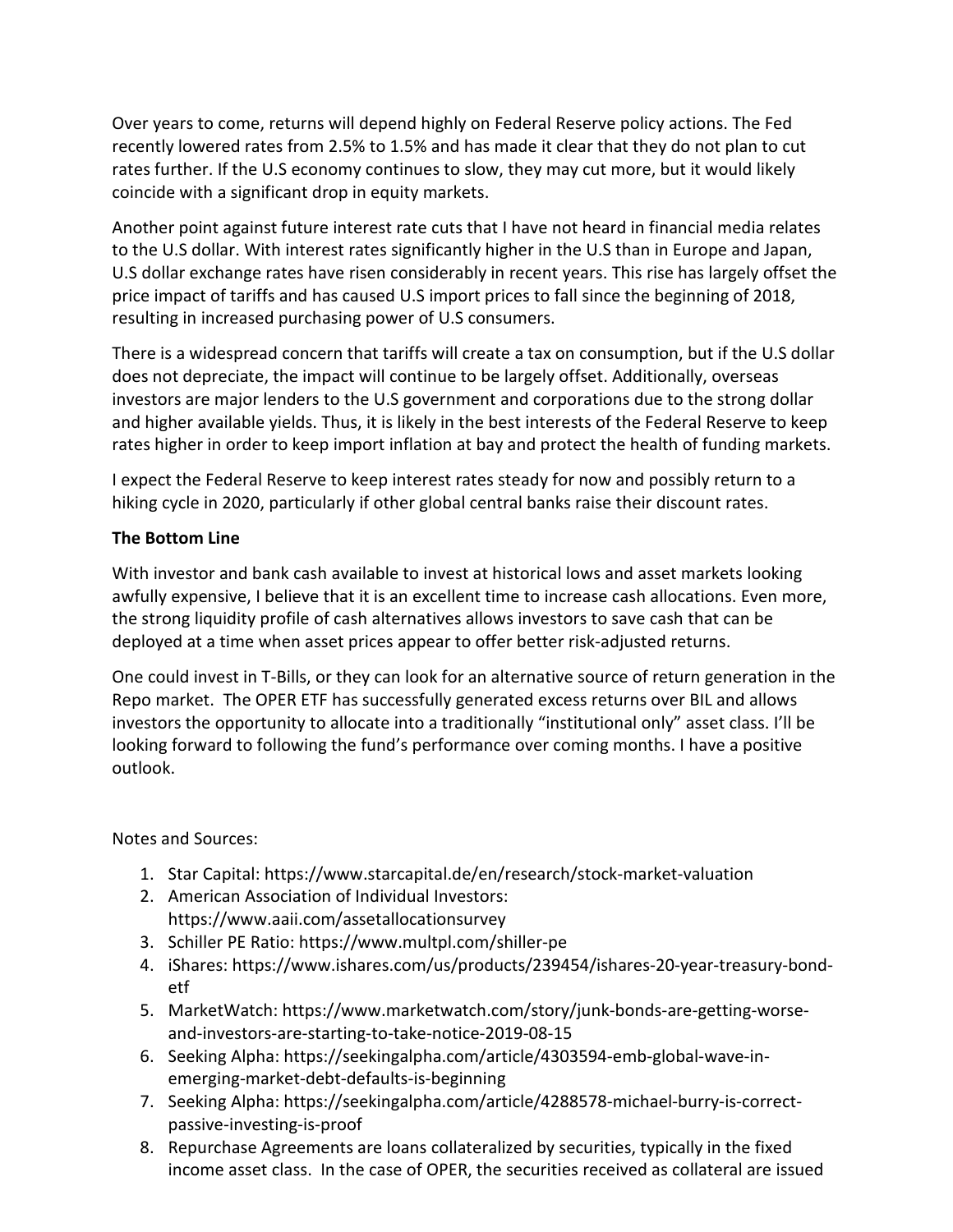Over years to come, returns will depend highly on Federal Reserve policy actions. The Fed recently lowered rates from 2.5% to 1.5% and has made it clear that they do not plan to cut rates further. If the U.S economy continues to slow, they may cut more, but it would likely coincide with a significant drop in equity markets.

Another point against future interest rate cuts that I have not heard in financial media relates to the U.S dollar. With interest rates significantly higher in the U.S than in Europe and Japan, U.S dollar exchange rates have risen considerably in recent years. This rise has largely offset the price impact of tariffs and has caused U.S import prices to fall since the beginning of 2018, resulting in increased purchasing power of U.S consumers.

There is a widespread concern that tariffs will create a tax on consumption, but if the U.S dollar does not depreciate, the impact will continue to be largely offset. Additionally, overseas investors are major lenders to the U.S government and corporations due to the strong dollar and higher available yields. Thus, it is likely in the best interests of the Federal Reserve to keep rates higher in order to keep import inflation at bay and protect the health of funding markets.

I expect the Federal Reserve to keep interest rates steady for now and possibly return to a hiking cycle in 2020, particularly if other global central banks raise their discount rates.

**The Bottom Line**

With investor and bank cash available to invest at historical lows and asset markets looking awfully expensive, I believe that it is an excellent time to increase cash allocations. Even more, the strong liquidity profile of cash alternatives allows investors to save cash that can be deployed at a time when asset prices appear to offer better risk-adjusted returns.

One could invest in T-Bills, or they can look for an alternative source of return generation in the Repo market. The OPER ETF has successfully generated excess returns over BIL and allows investors the opportunity to allocate into a traditionally "institutional only" asset class. I'll be looking forward to following the fund's performance over coming months. I have a positive outlook.

Notes and Sources:

1. Star Capital: https://www.starcapital.de/en/research/stock-market-valuation
2. American Association of Individual Investors: https://www.aaii.com/assetallocationsurvey
3. Schiller PE Ratio: https://www.multpl.com/shiller-pe
4. iShares: https://www.ishares.com/us/products/239454/ishares-20-year-treasury-bond-etf
5. MarketWatch: https://www.marketwatch.com/story/junk-bonds-are-getting-worse-and-investors-are-starting-to-take-notice-2019-08-15
6. Seeking Alpha: https://seekingalpha.com/article/4303594-emb-global-wave-in-emerging-market-debt-defaults-is-beginning
7. Seeking Alpha: https://seekingalpha.com/article/4288578-michael-burry-is-correct-passive-investing-is-proof
8. Repurchase Agreements are loans collateralized by securities, typically in the fixed income asset class. In the case of OPER, the securities received as collateral are issued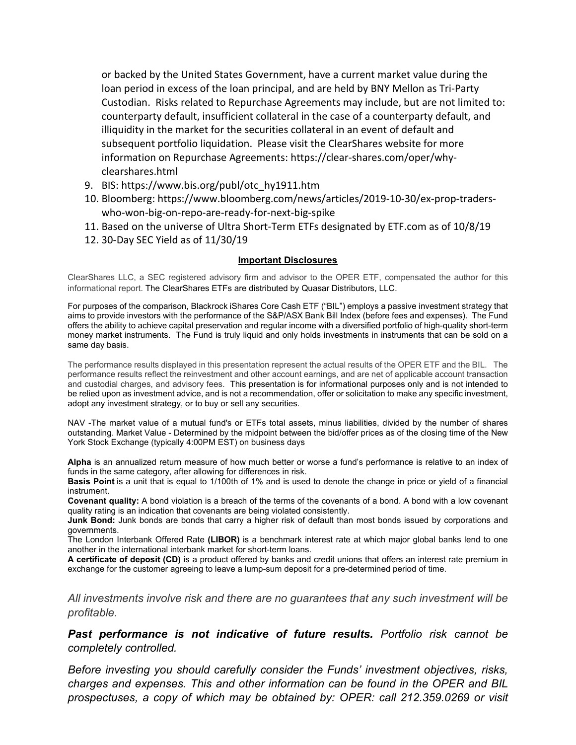or backed by the United States Government, have a current market value during the loan period in excess of the loan principal, and are held by BNY Mellon as Tri-Party Custodian. Risks related to Repurchase Agreements may include, but are not limited to: counterparty default, insufficient collateral in the case of a counterparty default, and illiquidity in the market for the securities collateral in an event of default and subsequent portfolio liquidation. Please visit the ClearShares website for more information on Repurchase Agreements: https://clear-shares.com/oper/why-clearshares.html

9. BIS: https://www.bis.org/publ/otc_hy1911.htm
10. Bloomberg: https://www.bloomberg.com/news/articles/2019-10-30/ex-prop-traders-who-won-big-on-repo-are-ready-for-next-big-spike
11. Based on the universe of Ultra Short-Term ETFs designated by ETF.com as of 10/8/19
12. 30-Day SEC Yield as of 11/30/19

**Important Disclosures**

ClearShares LLC, a SEC registered advisory firm and advisor to the OPER ETF, compensated the author for this informational report. The ClearShares ETFs are distributed by Quasar Distributors, LLC.

For purposes of the comparison, Blackrock iShares Core Cash ETF ("BIL") employs a passive investment strategy that aims to provide investors with the performance of the S&P/ASX Bank Bill Index (before fees and expenses). The Fund offers the ability to achieve capital preservation and regular income with a diversified portfolio of high-quality short-term money market instruments. The Fund is truly liquid and only holds investments in instruments that can be sold on a same day basis.

The performance results displayed in this presentation represent the actual results of the OPER ETF and the BIL. The performance results reflect the reinvestment and other account earnings, and are net of applicable account transaction and custodial charges, and advisory fees. This presentation is for informational purposes only and is not intended to be relied upon as investment advice, and is not a recommendation, offer or solicitation to make any specific investment, adopt any investment strategy, or to buy or sell any securities.

NAV -The market value of a mutual fund's or ETFs total assets, minus liabilities, divided by the number of shares outstanding. Market Value - Determined by the midpoint between the bid/offer prices as of the closing time of the New York Stock Exchange (typically 4:00PM EST) on business days

**Alpha** is an annualized return measure of how much better or worse a fund's performance is relative to an index of funds in the same category, after allowing for differences in risk.
**Basis Point** is a unit that is equal to 1/100th of 1% and is used to denote the change in price or yield of a financial instrument.
**Covenant quality:** A bond violation is a breach of the terms of the covenants of a bond. A bond with a low covenant quality rating is an indication that covenants are being violated consistently.
**Junk Bond:** Junk bonds are bonds that carry a higher risk of default than most bonds issued by corporations and governments.
The London Interbank Offered Rate **(LIBOR)** is a benchmark interest rate at which major global banks lend to one another in the international interbank market for short-term loans.
**A certificate of deposit (CD)** is a product offered by banks and credit unions that offers an interest rate premium in exchange for the customer agreeing to leave a lump-sum deposit for a pre-determined period of time.

*All investments involve risk and there are no guarantees that any such investment will be profitable.*

***Past performance is not indicative of future results.*** *Portfolio risk cannot be completely controlled.*

*Before investing you should carefully consider the Funds' investment objectives, risks, charges and expenses. This and other information can be found in the OPER and BIL prospectuses, a copy of which may be obtained by: OPER: call 212.359.0269 or visit*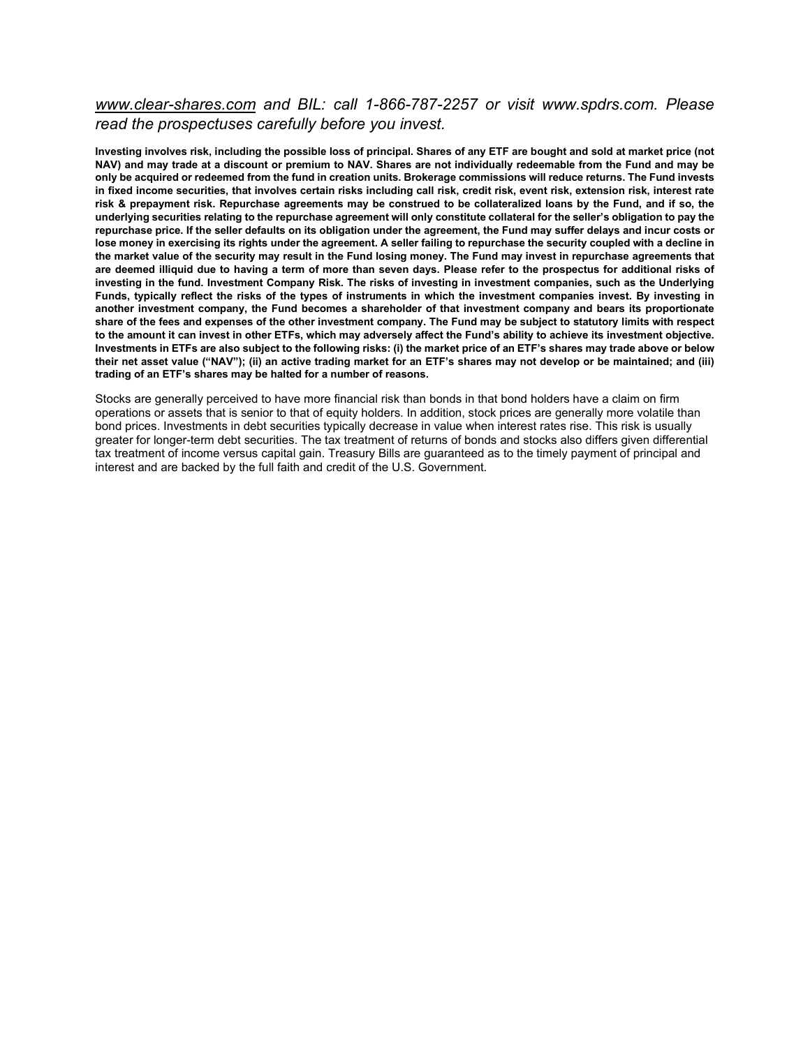*www.clear-shares.com and BIL: call 1-866-787-2257 or visit www.spdrs.com. Please read the prospectuses carefully before you invest.*

**Investing involves risk, including the possible loss of principal. Shares of any ETF are bought and sold at market price (not NAV) and may trade at a discount or premium to NAV. Shares are not individually redeemable from the Fund and may be only be acquired or redeemed from the fund in creation units. Brokerage commissions will reduce returns. The Fund invests in fixed income securities, that involves certain risks including call risk, credit risk, event risk, extension risk, interest rate risk & prepayment risk. Repurchase agreements may be construed to be collateralized loans by the Fund, and if so, the underlying securities relating to the repurchase agreement will only constitute collateral for the seller's obligation to pay the repurchase price. If the seller defaults on its obligation under the agreement, the Fund may suffer delays and incur costs or lose money in exercising its rights under the agreement. A seller failing to repurchase the security coupled with a decline in the market value of the security may result in the Fund losing money. The Fund may invest in repurchase agreements that are deemed illiquid due to having a term of more than seven days. Please refer to the prospectus for additional risks of investing in the fund. Investment Company Risk. The risks of investing in investment companies, such as the Underlying Funds, typically reflect the risks of the types of instruments in which the investment companies invest. By investing in another investment company, the Fund becomes a shareholder of that investment company and bears its proportionate share of the fees and expenses of the other investment company. The Fund may be subject to statutory limits with respect to the amount it can invest in other ETFs, which may adversely affect the Fund's ability to achieve its investment objective. Investments in ETFs are also subject to the following risks: (i) the market price of an ETF's shares may trade above or below their net asset value ("NAV"); (ii) an active trading market for an ETF's shares may not develop or be maintained; and (iii) trading of an ETF's shares may be halted for a number of reasons.**

Stocks are generally perceived to have more financial risk than bonds in that bond holders have a claim on firm operations or assets that is senior to that of equity holders. In addition, stock prices are generally more volatile than bond prices. Investments in debt securities typically decrease in value when interest rates rise. This risk is usually greater for longer-term debt securities. The tax treatment of returns of bonds and stocks also differs given differential tax treatment of income versus capital gain. Treasury Bills are guaranteed as to the timely payment of principal and interest and are backed by the full faith and credit of the U.S. Government.